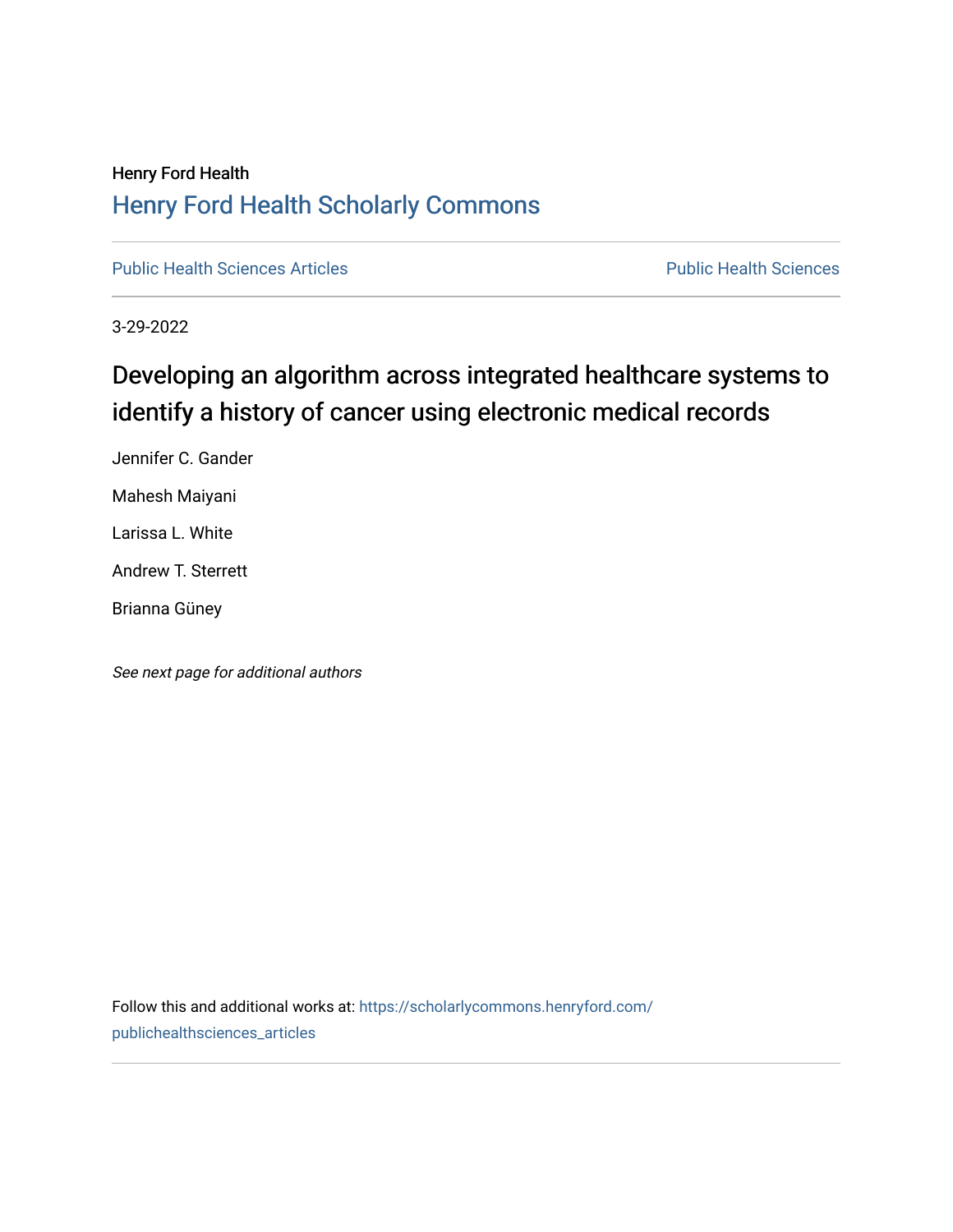Henry Ford Health

## Henry Ford Health Scholarly Commons

Public Health Sciences Articles

Public Health Sciences

3-29-2022

# Developing an algorithm across integrated healthcare systems to identify a history of cancer using electronic medical records

Jennifer C. Gander

Mahesh Maiyani

Larissa L. White

Andrew T. Sterrett

Brianna Güney

*See next page for additional authors*

Follow this and additional works at: https://scholarlycommons.henryford.com/publichealthsciences_articles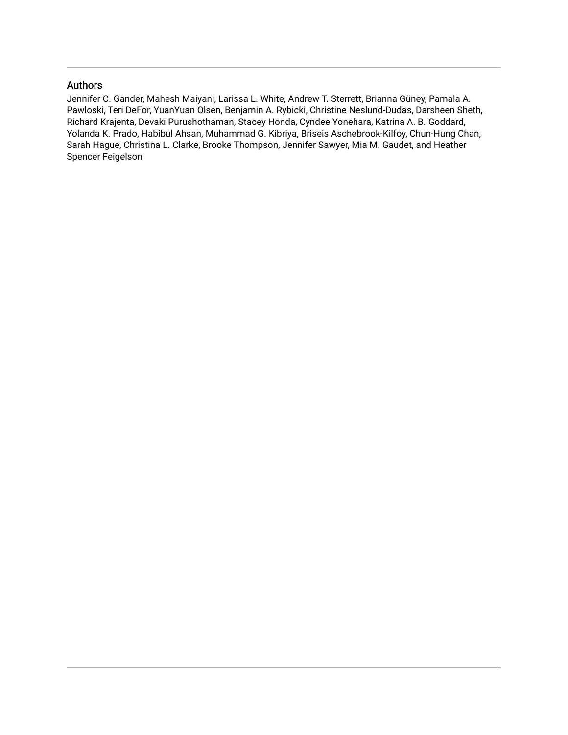## Authors

Jennifer C. Gander, Mahesh Maiyani, Larissa L. White, Andrew T. Sterrett, Brianna Güney, Pamala A. Pawloski, Teri DeFor, YuanYuan Olsen, Benjamin A. Rybicki, Christine Neslund-Dudas, Darsheen Sheth, Richard Krajenta, Devaki Purushothaman, Stacey Honda, Cyndee Yonehara, Katrina A. B. Goddard, Yolanda K. Prado, Habibul Ahsan, Muhammad G. Kibriya, Briseis Aschebrook-Kilfoy, Chun-Hung Chan, Sarah Hague, Christina L. Clarke, Brooke Thompson, Jennifer Sawyer, Mia M. Gaudet, and Heather Spencer Feigelson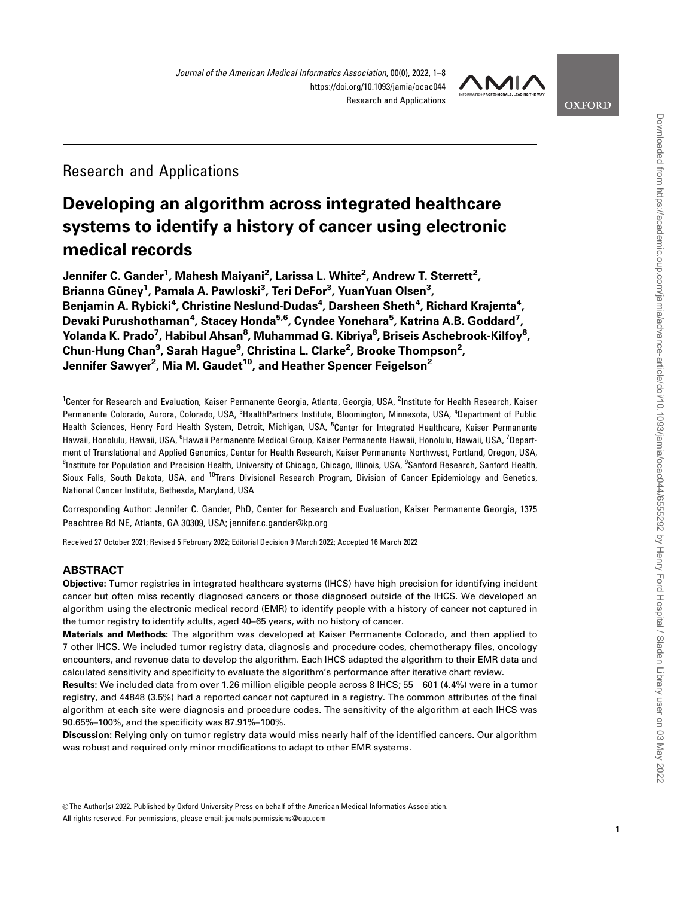Research and Applications

# Developing an algorithm across integrated healthcare systems to identify a history of cancer using electronic medical records

**Jennifer C. Gander[1], Mahesh Maiyani[2], Larissa L. White[2], Andrew T. Sterrett[2], Brianna Güney[1], Pamala A. Pawloski[3], Teri DeFor[3], YuanYuan Olsen[3], Benjamin A. Rybicki[4], Christine Neslund-Dudas[4], Darsheen Sheth[4], Richard Krajenta[4], Devaki Purushothaman[4], Stacey Honda[5,6], Cyndee Yonehara[5], Katrina A.B. Goddard[7], Yolanda K. Prado[7], Habibul Ahsan[8], Muhammad G. Kibriya[8], Briseis Aschebrook-Kilfoy[8], Chun-Hung Chan[9], Sarah Hague[9], Christina L. Clarke[2], Brooke Thompson[2], Jennifer Sawyer[2], Mia M. Gaudet[10], and Heather Spencer Feigelson[2]**

[1]Center for Research and Evaluation, Kaiser Permanente Georgia, Atlanta, Georgia, USA, [2]Institute for Health Research, Kaiser Permanente Colorado, Aurora, Colorado, USA, [3]HealthPartners Institute, Bloomington, Minnesota, USA, [4]Department of Public Health Sciences, Henry Ford Health System, Detroit, Michigan, USA, [5]Center for Integrated Healthcare, Kaiser Permanente Hawaii, Honolulu, Hawaii, USA, [6]Hawaii Permanente Medical Group, Kaiser Permanente Hawaii, Honolulu, Hawaii, USA, [7]Department of Translational and Applied Genomics, Center for Health Research, Kaiser Permanente Northwest, Portland, Oregon, USA, [8]Institute for Population and Precision Health, University of Chicago, Chicago, Illinois, USA, [9]Sanford Research, Sanford Health, Sioux Falls, South Dakota, USA, and [10]Trans Divisional Research Program, Division of Cancer Epidemiology and Genetics, National Cancer Institute, Bethesda, Maryland, USA

Corresponding Author: Jennifer C. Gander, PhD, Center for Research and Evaluation, Kaiser Permanente Georgia, 1375 Peachtree Rd NE, Atlanta, GA 30309, USA; jennifer.c.gander@kp.org

Received 27 October 2021; Revised 5 February 2022; Editorial Decision 9 March 2022; Accepted 16 March 2022

## ABSTRACT

**Objective:** Tumor registries in integrated healthcare systems (IHCS) have high precision for identifying incident cancer but often miss recently diagnosed cancers or those diagnosed outside of the IHCS. We developed an algorithm using the electronic medical record (EMR) to identify people with a history of cancer not captured in the tumor registry to identify adults, aged 40–65 years, with no history of cancer.

**Materials and Methods:** The algorithm was developed at Kaiser Permanente Colorado, and then applied to 7 other IHCS. We included tumor registry data, diagnosis and procedure codes, chemotherapy files, oncology encounters, and revenue data to develop the algorithm. Each IHCS adapted the algorithm to their EMR data and calculated sensitivity and specificity to evaluate the algorithm's performance after iterative chart review.

**Results:** We included data from over 1.26 million eligible people across 8 IHCS; 55 601 (4.4%) were in a tumor registry, and 44848 (3.5%) had a reported cancer not captured in a registry. The common attributes of the final algorithm at each site were diagnosis and procedure codes. The sensitivity of the algorithm at each IHCS was 90.65%–100%, and the specificity was 87.91%–100%.

**Discussion:** Relying only on tumor registry data would miss nearly half of the identified cancers. Our algorithm was robust and required only minor modifications to adapt to other EMR systems.

© The Author(s) 2022. Published by Oxford University Press on behalf of the American Medical Informatics Association. All rights reserved. For permissions, please email: journals.permissions@oup.com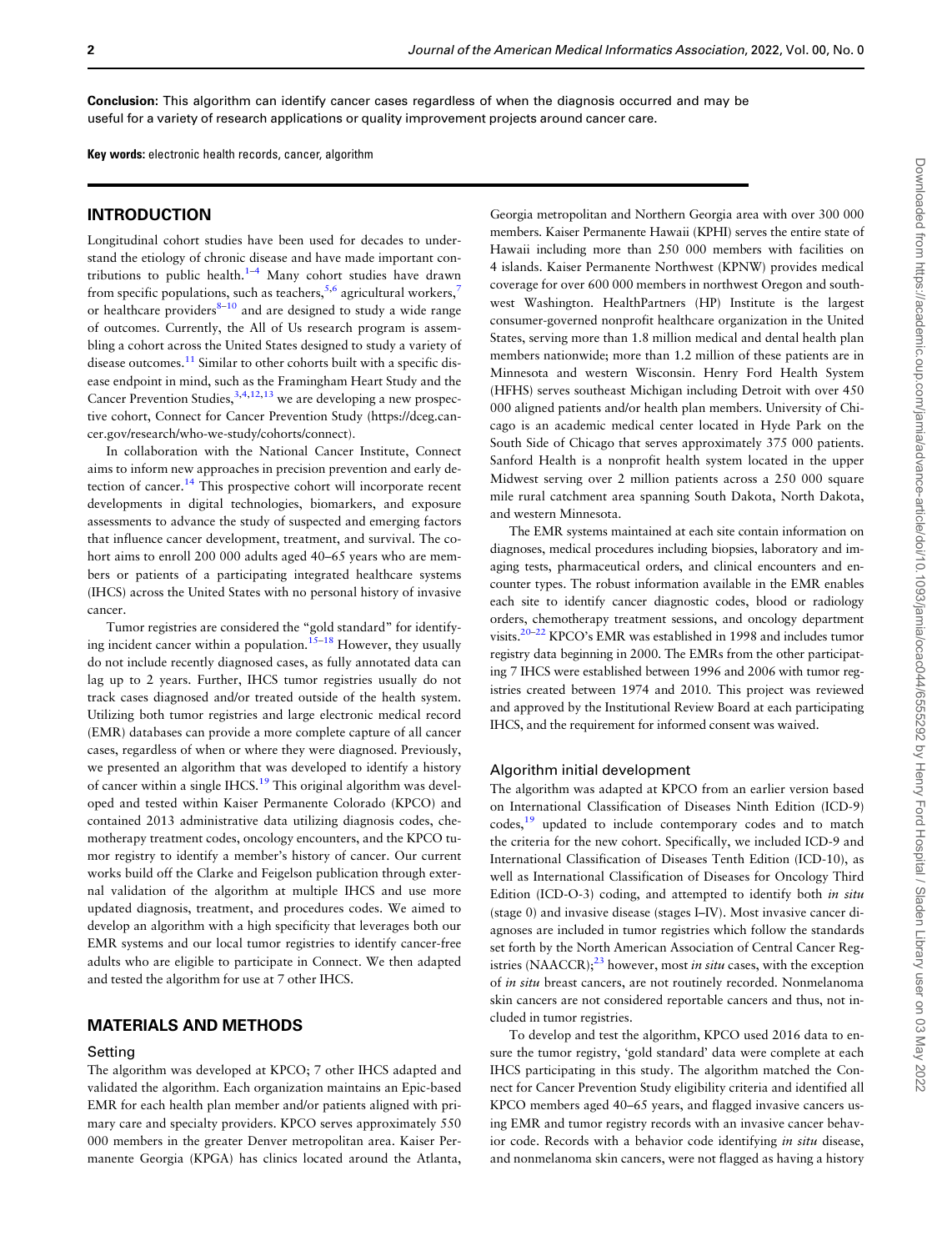**Conclusion**: This algorithm can identify cancer cases regardless of when the diagnosis occurred and may be useful for a variety of research applications or quality improvement projects around cancer care.

**Key words:** electronic health records, cancer, algorithm

## INTRODUCTION

Longitudinal cohort studies have been used for decades to understand the etiology of chronic disease and have made important contributions to public health.[1–4] Many cohort studies have drawn from specific populations, such as teachers,[5,6] agricultural workers,[7] or healthcare providers[8–10] and are designed to study a wide range of outcomes. Currently, the All of Us research program is assembling a cohort across the United States designed to study a variety of disease outcomes.[11] Similar to other cohorts built with a specific disease endpoint in mind, such as the Framingham Heart Study and the Cancer Prevention Studies,[3,4,12,13] we are developing a new prospective cohort, Connect for Cancer Prevention Study (https://dceg.cancer.gov/research/who-we-study/cohorts/connect).

In collaboration with the National Cancer Institute, Connect aims to inform new approaches in precision prevention and early detection of cancer.[14] This prospective cohort will incorporate recent developments in digital technologies, biomarkers, and exposure assessments to advance the study of suspected and emerging factors that influence cancer development, treatment, and survival. The cohort aims to enroll 200 000 adults aged 40–65 years who are members or patients of a participating integrated healthcare systems (IHCS) across the United States with no personal history of invasive cancer.

Tumor registries are considered the "gold standard" for identifying incident cancer within a population.[15–18] However, they usually do not include recently diagnosed cases, as fully annotated data can lag up to 2 years. Further, IHCS tumor registries usually do not track cases diagnosed and/or treated outside of the health system. Utilizing both tumor registries and large electronic medical record (EMR) databases can provide a more complete capture of all cancer cases, regardless of when or where they were diagnosed. Previously, we presented an algorithm that was developed to identify a history of cancer within a single IHCS.[19] This original algorithm was developed and tested within Kaiser Permanente Colorado (KPCO) and contained 2013 administrative data utilizing diagnosis codes, chemotherapy treatment codes, oncology encounters, and the KPCO tumor registry to identify a member's history of cancer. Our current works build off the Clarke and Feigelson publication through external validation of the algorithm at multiple IHCS and use more updated diagnosis, treatment, and procedures codes. We aimed to develop an algorithm with a high specificity that leverages both our EMR systems and our local tumor registries to identify cancer-free adults who are eligible to participate in Connect. We then adapted and tested the algorithm for use at 7 other IHCS.

## MATERIALS AND METHODS

### Setting

The algorithm was developed at KPCO; 7 other IHCS adapted and validated the algorithm. Each organization maintains an Epic-based EMR for each health plan member and/or patients aligned with primary care and specialty providers. KPCO serves approximately 550 000 members in the greater Denver metropolitan area. Kaiser Permanente Georgia (KPGA) has clinics located around the Atlanta, Georgia metropolitan and Northern Georgia area with over 300 000 members. Kaiser Permanente Hawaii (KPHI) serves the entire state of Hawaii including more than 250 000 members with facilities on 4 islands. Kaiser Permanente Northwest (KPNW) provides medical coverage for over 600 000 members in northwest Oregon and southwest Washington. HealthPartners (HP) Institute is the largest consumer-governed nonprofit healthcare organization in the United States, serving more than 1.8 million medical and dental health plan members nationwide; more than 1.2 million of these patients are in Minnesota and western Wisconsin. Henry Ford Health System (HFHS) serves southeast Michigan including Detroit with over 450 000 aligned patients and/or health plan members. University of Chicago is an academic medical center located in Hyde Park on the South Side of Chicago that serves approximately 375 000 patients. Sanford Health is a nonprofit health system located in the upper Midwest serving over 2 million patients across a 250 000 square mile rural catchment area spanning South Dakota, North Dakota, and western Minnesota.

The EMR systems maintained at each site contain information on diagnoses, medical procedures including biopsies, laboratory and imaging tests, pharmaceutical orders, and clinical encounters and encounter types. The robust information available in the EMR enables each site to identify cancer diagnostic codes, blood or radiology orders, chemotherapy treatment sessions, and oncology department visits.[20–22] KPCO's EMR was established in 1998 and includes tumor registry data beginning in 2000. The EMRs from the other participating 7 IHCS were established between 1996 and 2006 with tumor registries created between 1974 and 2010. This project was reviewed and approved by the Institutional Review Board at each participating IHCS, and the requirement for informed consent was waived.

### Algorithm initial development

The algorithm was adapted at KPCO from an earlier version based on International Classification of Diseases Ninth Edition (ICD-9) codes,[19] updated to include contemporary codes and to match the criteria for the new cohort. Specifically, we included ICD-9 and International Classification of Diseases Tenth Edition (ICD-10), as well as International Classification of Diseases for Oncology Third Edition (ICD-O-3) coding, and attempted to identify both *in situ* (stage 0) and invasive disease (stages I–IV). Most invasive cancer diagnoses are included in tumor registries which follow the standards set forth by the North American Association of Central Cancer Registries (NAACCR);[23] however, most *in situ* cases, with the exception of *in situ* breast cancers, are not routinely recorded. Nonmelanoma skin cancers are not considered reportable cancers and thus, not included in tumor registries.

To develop and test the algorithm, KPCO used 2016 data to ensure the tumor registry, 'gold standard' data were complete at each IHCS participating in this study. The algorithm matched the Connect for Cancer Prevention Study eligibility criteria and identified all KPCO members aged 40–65 years, and flagged invasive cancers using EMR and tumor registry records with an invasive cancer behavior code. Records with a behavior code identifying *in situ* disease, and nonmelanoma skin cancers, were not flagged as having a history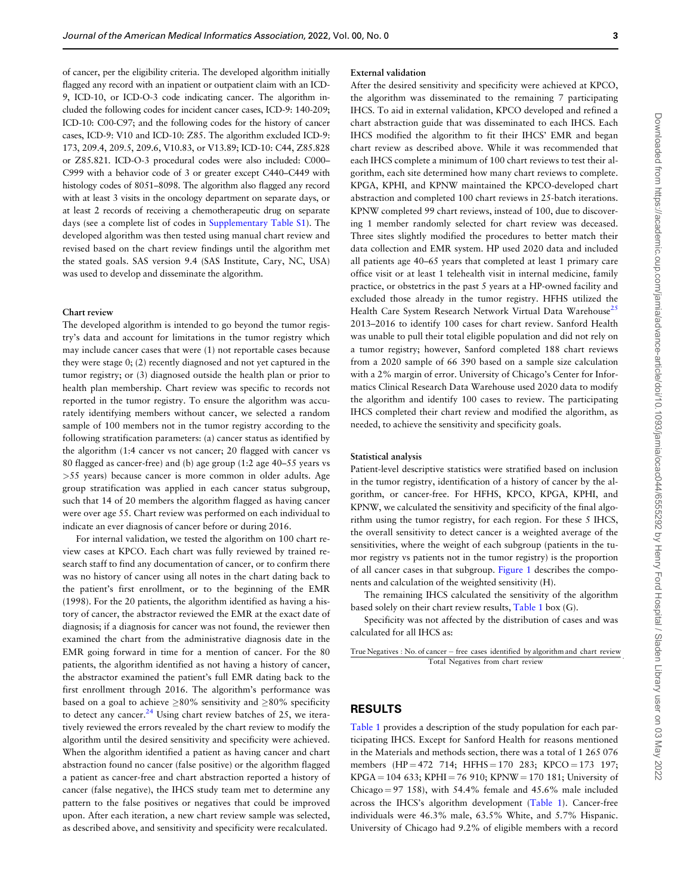of cancer, per the eligibility criteria. The developed algorithm initially flagged any record with an inpatient or outpatient claim with an ICD-9, ICD-10, or ICD-O-3 code indicating cancer. The algorithm included the following codes for incident cancer cases, ICD-9: 140-209; ICD-10: C00-C97; and the following codes for the history of cancer cases, ICD-9: V10 and ICD-10: Z85. The algorithm excluded ICD-9: 173, 209.4, 209.5, 209.6, V10.83, or V13.89; ICD-10: C44, Z85.828 or Z85.821. ICD-O-3 procedural codes were also included: C000–C999 with a behavior code of 3 or greater except C440–C449 with histology codes of 8051–8098. The algorithm also flagged any record with at least 3 visits in the oncology department on separate days, or at least 2 records of receiving a chemotherapeutic drug on separate days (see a complete list of codes in Supplementary Table S1). The developed algorithm was then tested using manual chart review and revised based on the chart review findings until the algorithm met the stated goals. SAS version 9.4 (SAS Institute, Cary, NC, USA) was used to develop and disseminate the algorithm.

#### Chart review

The developed algorithm is intended to go beyond the tumor registry's data and account for limitations in the tumor registry which may include cancer cases that were (1) not reportable cases because they were stage 0; (2) recently diagnosed and not yet captured in the tumor registry; or (3) diagnosed outside the health plan or prior to health plan membership. Chart review was specific to records not reported in the tumor registry. To ensure the algorithm was accurately identifying members without cancer, we selected a random sample of 100 members not in the tumor registry according to the following stratification parameters: (a) cancer status as identified by the algorithm (1:4 cancer vs not cancer; 20 flagged with cancer vs 80 flagged as cancer-free) and (b) age group (1:2 age 40–55 years vs >55 years) because cancer is more common in older adults. Age group stratification was applied in each cancer status subgroup, such that 14 of 20 members the algorithm flagged as having cancer were over age 55. Chart review was performed on each individual to indicate an ever diagnosis of cancer before or during 2016.

For internal validation, we tested the algorithm on 100 chart review cases at KPCO. Each chart was fully reviewed by trained research staff to find any documentation of cancer, or to confirm there was no history of cancer using all notes in the chart dating back to the patient's first enrollment, or to the beginning of the EMR (1998). For the 20 patients, the algorithm identified as having a history of cancer, the abstractor reviewed the EMR at the exact date of diagnosis; if a diagnosis for cancer was not found, the reviewer then examined the chart from the administrative diagnosis date in the EMR going forward in time for a mention of cancer. For the 80 patients, the algorithm identified as not having a history of cancer, the abstractor examined the patient's full EMR dating back to the first enrollment through 2016. The algorithm's performance was based on a goal to achieve ≥80% sensitivity and ≥80% specificity to detect any cancer.[24] Using chart review batches of 25, we iteratively reviewed the errors revealed by the chart review to modify the algorithm until the desired sensitivity and specificity were achieved. When the algorithm identified a patient as having cancer and chart abstraction found no cancer (false positive) or the algorithm flagged a patient as cancer-free and chart abstraction reported a history of cancer (false negative), the IHCS study team met to determine any pattern to the false positives or negatives that could be improved upon. After each iteration, a new chart review sample was selected, as described above, and sensitivity and specificity were recalculated.

#### External validation

After the desired sensitivity and specificity were achieved at KPCO, the algorithm was disseminated to the remaining 7 participating IHCS. To aid in external validation, KPCO developed and refined a chart abstraction guide that was disseminated to each IHCS. Each IHCS modified the algorithm to fit their IHCS' EMR and began chart review as described above. While it was recommended that each IHCS complete a minimum of 100 chart reviews to test their algorithm, each site determined how many chart reviews to complete. KPGA, KPHI, and KPNW maintained the KPCO-developed chart abstraction and completed 100 chart reviews in 25-batch iterations. KPNW completed 99 chart reviews, instead of 100, due to discovering 1 member randomly selected for chart review was deceased. Three sites slightly modified the procedures to better match their data collection and EMR system. HP used 2020 data and included all patients age 40–65 years that completed at least 1 primary care office visit or at least 1 telehealth visit in internal medicine, family practice, or obstetrics in the past 5 years at a HP-owned facility and excluded those already in the tumor registry. HFHS utilized the Health Care System Research Network Virtual Data Warehouse[25] 2013–2016 to identify 100 cases for chart review. Sanford Health was unable to pull their total eligible population and did not rely on a tumor registry; however, Sanford completed 188 chart reviews from a 2020 sample of 66 390 based on a sample size calculation with a 2% margin of error. University of Chicago's Center for Informatics Clinical Research Data Warehouse used 2020 data to modify the algorithm and identify 100 cases to review. The participating IHCS completed their chart review and modified the algorithm, as needed, to achieve the sensitivity and specificity goals.

#### Statistical analysis

Patient-level descriptive statistics were stratified based on inclusion in the tumor registry, identification of a history of cancer by the algorithm, or cancer-free. For HFHS, KPCO, KPGA, KPHI, and KPNW, we calculated the sensitivity and specificity of the final algorithm using the tumor registry, for each region. For these 5 IHCS, the overall sensitivity to detect cancer is a weighted average of the sensitivities, where the weight of each subgroup (patients in the tumor registry vs patients not in the tumor registry) is the proportion of all cancer cases in that subgroup. Figure 1 describes the components and calculation of the weighted sensitivity (H).

The remaining IHCS calculated the sensitivity of the algorithm based solely on their chart review results, Table 1 box (G).

Specificity was not affected by the distribution of cases and was calculated for all IHCS as:

$$\frac{\text{True Negatives : No. of cancer} - \text{free cases identified by algorithm and chart review}}{\text{Total Negatives from chart review}}.$$

## RESULTS

Table 1 provides a description of the study population for each participating IHCS. Except for Sanford Health for reasons mentioned in the Materials and methods section, there was a total of 1 265 076 members (HP = 472 714; HFHS = 170 283; KPCO = 173 197; KPGA = 104 633; KPHI = 76 910; KPNW = 170 181; University of Chicago = 97 158), with 54.4% female and 45.6% male included across the IHCS's algorithm development (Table 1). Cancer-free individuals were 46.3% male, 63.5% White, and 5.7% Hispanic. University of Chicago had 9.2% of eligible members with a record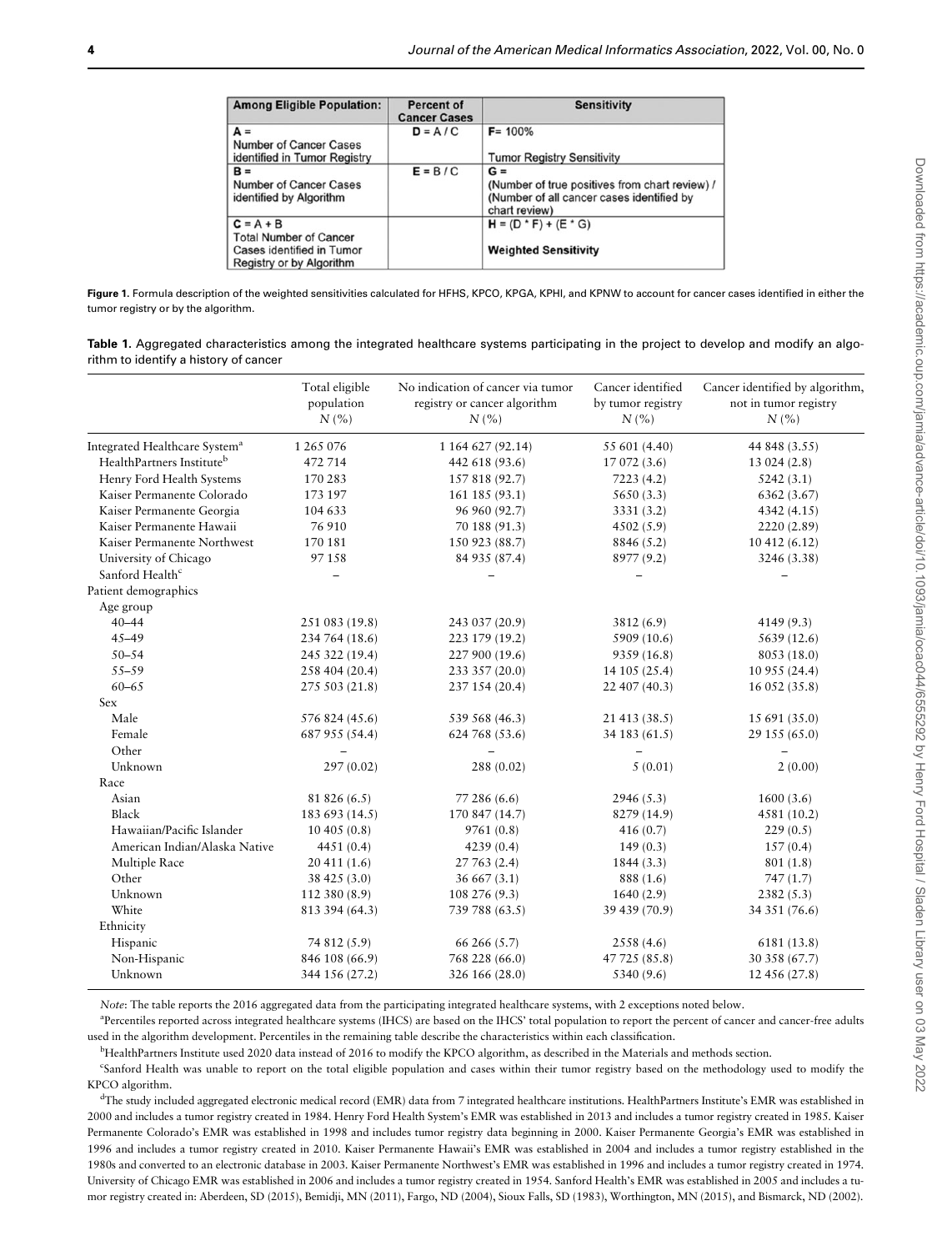| Among Eligible Population: | Percent of Cancer Cases | Sensitivity |
|---|---|---|
| A = Number of Cancer Cases identified in Tumor Registry | D = A / C | F= 100% Tumor Registry Sensitivity |
| B = Number of Cancer Cases identified by Algorithm | E = B / C | G = (Number of true positives from chart review) / (Number of all cancer cases identified by chart review) |
| C = A + B Total Number of Cancer Cases identified in Tumor Registry or by Algorithm | | H = (D * F) + (E * G) Weighted Sensitivity |

**Figure 1.** Formula description of the weighted sensitivities calculated for HFHS, KPCO, KPGA, KPHI, and KPNW to account for cancer cases identified in either the tumor registry or by the algorithm.

**Table 1.** Aggregated characteristics among the integrated healthcare systems participating in the project to develop and modify an algorithm to identify a history of cancer

| | Total eligible population N (%) | No indication of cancer via tumor registry or cancer algorithm N (%) | Cancer identified by tumor registry N (%) | Cancer identified by algorithm, not in tumor registry N (%) |
|---|---|---|---|---|
| Integrated Healthcare System[a] | 1 265 076 | 1 164 627 (92.14) | 55 601 (4.40) | 44 848 (3.55) |
| HealthPartners Institute[b] | 472 714 | 442 618 (93.6) | 17 072 (3.6) | 13 024 (2.8) |
| Henry Ford Health Systems | 170 283 | 157 818 (92.7) | 7223 (4.2) | 5242 (3.1) |
| Kaiser Permanente Colorado | 173 197 | 161 185 (93.1) | 5650 (3.3) | 6362 (3.67) |
| Kaiser Permanente Georgia | 104 633 | 96 960 (92.7) | 3331 (3.2) | 4342 (4.15) |
| Kaiser Permanente Hawaii | 76 910 | 70 188 (91.3) | 4502 (5.9) | 2220 (2.89) |
| Kaiser Permanente Northwest | 170 181 | 150 923 (88.7) | 8846 (5.2) | 10 412 (6.12) |
| University of Chicago | 97 158 | 84 935 (87.4) | 8977 (9.2) | 3246 (3.38) |
| Sanford Health[c] | – | – | – | – |
| Patient demographics | | | | |
| Age group | | | | |
| 40–44 | 251 083 (19.8) | 243 037 (20.9) | 3812 (6.9) | 4149 (9.3) |
| 45–49 | 234 764 (18.6) | 223 179 (19.2) | 5909 (10.6) | 5639 (12.6) |
| 50–54 | 245 322 (19.4) | 227 900 (19.6) | 9359 (16.8) | 8053 (18.0) |
| 55–59 | 258 404 (20.4) | 233 357 (20.0) | 14 105 (25.4) | 10 955 (24.4) |
| 60–65 | 275 503 (21.8) | 237 154 (20.4) | 22 407 (40.3) | 16 052 (35.8) |
| Sex | | | | |
| Male | 576 824 (45.6) | 539 568 (46.3) | 21 413 (38.5) | 15 691 (35.0) |
| Female | 687 955 (54.4) | 624 768 (53.6) | 34 183 (61.5) | 29 155 (65.0) |
| Other | – | – | – | – |
| Unknown | 297 (0.02) | 288 (0.02) | 5 (0.01) | 2 (0.00) |
| Race | | | | |
| Asian | 81 826 (6.5) | 77 286 (6.6) | 2946 (5.3) | 1600 (3.6) |
| Black | 183 693 (14.5) | 170 847 (14.7) | 8279 (14.9) | 4581 (10.2) |
| Hawaiian/Pacific Islander | 10 405 (0.8) | 9761 (0.8) | 416 (0.7) | 229 (0.5) |
| American Indian/Alaska Native | 4451 (0.4) | 4239 (0.4) | 149 (0.3) | 157 (0.4) |
| Multiple Race | 20 411 (1.6) | 27 763 (2.4) | 1844 (3.3) | 801 (1.8) |
| Other | 38 425 (3.0) | 36 667 (3.1) | 888 (1.6) | 747 (1.7) |
| Unknown | 112 380 (8.9) | 108 276 (9.3) | 1640 (2.9) | 2382 (5.3) |
| White | 813 394 (64.3) | 739 788 (63.5) | 39 439 (70.9) | 34 351 (76.6) |
| Ethnicity | | | | |
| Hispanic | 74 812 (5.9) | 66 266 (5.7) | 2558 (4.6) | 6181 (13.8) |
| Non-Hispanic | 846 108 (66.9) | 768 228 (66.0) | 47 725 (85.8) | 30 358 (67.7) |
| Unknown | 344 156 (27.2) | 326 166 (28.0) | 5340 (9.6) | 12 456 (27.8) |

*Note*: The table reports the 2016 aggregated data from the participating integrated healthcare systems, with 2 exceptions noted below.

[a]Percentiles reported across integrated healthcare systems (IHCS) are based on the IHCS' total population to report the percent of cancer and cancer-free adults used in the algorithm development. Percentiles in the remaining table describe the characteristics within each classification.

[b]HealthPartners Institute used 2020 data instead of 2016 to modify the KPCO algorithm, as described in the Materials and methods section.

[c]Sanford Health was unable to report on the total eligible population and cases within their tumor registry based on the methodology used to modify the KPCO algorithm.

[d]The study included aggregated electronic medical record (EMR) data from 7 integrated healthcare institutions. HealthPartners Institute's EMR was established in 2000 and includes a tumor registry created in 1984. Henry Ford Health System's EMR was established in 2013 and includes a tumor registry created in 1985. Kaiser Permanente Colorado's EMR was established in 1998 and includes tumor registry data beginning in 2000. Kaiser Permanente Georgia's EMR was established in 1996 and includes a tumor registry created in 2010. Kaiser Permanente Hawaii's EMR was established in 2004 and includes a tumor registry established in the 1980s and converted to an electronic database in 2003. Kaiser Permanente Northwest's EMR was established in 1996 and includes a tumor registry created in 1974. University of Chicago EMR was established in 2006 and includes a tumor registry created in 1954. Sanford Health's EMR was established in 2005 and includes a tumor registry created in: Aberdeen, SD (2015), Bemidji, MN (2011), Fargo, ND (2004), Sioux Falls, SD (1983), Worthington, MN (2015), and Bismarck, ND (2002).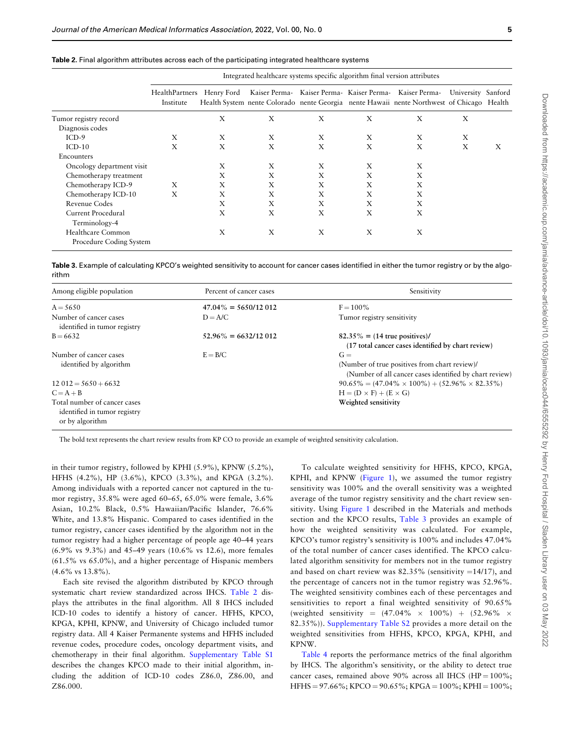**Table 2.** Final algorithm attributes across each of the participating integrated healthcare systems

| | Integrated healthcare systems specific algorithm final version attributes | | | | | | | |
|---|---|---|---|---|---|---|---|---|
| | HealthPartners Institute | Henry Ford Health System | Kaiser Permanente Colorado | Kaiser Permanente Georgia | Kaiser Permanente Hawaii | Kaiser Permanente Northwest | University of Chicago | Sanford Health |
| Tumor registry record | | X | X | X | X | X | X | |
| Diagnosis codes | | | | | | | | |
| ICD-9 | X | X | X | X | X | X | X | |
| ICD-10 | X | X | X | X | X | X | X | X |
| Encounters | | | | | | | | |
| Oncology department visit | | X | X | X | X | X | | |
| Chemotherapy treatment | | X | X | X | X | X | | |
| Chemotherapy ICD-9 | X | X | X | X | X | X | | |
| Chemotherapy ICD-10 | X | X | X | X | X | X | | |
| Revenue Codes | | X | X | X | X | X | | |
| Current Procedural Terminology-4 | | X | X | X | X | X | | |
| Healthcare Common Procedure Coding System | | X | X | X | X | X | | |

**Table 3.** Example of calculating KPCO's weighted sensitivity to account for cancer cases identified in either the tumor registry or by the algorithm

| Among eligible population | Percent of cancer cases | Sensitivity |
|---|---|---|
| A = 5650 | **47.04% = 5650/12 012** | F = 100% |
| Number of cancer cases identified in tumor registry | D = A/C | Tumor registry sensitivity |
| B = 6632 | **52.96% = 6632/12 012** | **82.35% = (14 true positives)/ (17 total cancer cases identified by chart review)** |
| Number of cancer cases identified by algorithm | E = B/C | G = (Number of true positives from chart review)/ (Number of all cancer cases identified by chart review) |
| 12 012 = 5650 + 6632 | | 90.65% = (47.04% × 100%) + (52.96% × 82.35%) |
| C = A + B | | H = (D × F) + (E × G) |
| Total number of cancer cases identified in tumor registry or by algorithm | | **Weighted sensitivity** |

The bold text represents the chart review results from KP CO to provide an example of weighted sensitivity calculation.

in their tumor registry, followed by KPHI (5.9%), KPNW (5.2%), HFHS (4.2%), HP (3.6%), KPCO (3.3%), and KPGA (3.2%). Among individuals with a reported cancer not captured in the tumor registry, 35.8% were aged 60–65, 65.0% were female, 3.6% Asian, 10.2% Black, 0.5% Hawaiian/Pacific Islander, 76.6% White, and 13.8% Hispanic. Compared to cases identified in the tumor registry, cancer cases identified by the algorithm not in the tumor registry had a higher percentage of people age 40–44 years (6.9% vs 9.3%) and 45–49 years (10.6% vs 12.6), more females (61.5% vs 65.0%), and a higher percentage of Hispanic members (4.6% vs 13.8%).

Each site revised the algorithm distributed by KPCO through systematic chart review standardized across IHCS. Table 2 displays the attributes in the final algorithm. All 8 IHCS included ICD-10 codes to identify a history of cancer. HFHS, KPCO, KPGA, KPHI, KPNW, and University of Chicago included tumor registry data. All 4 Kaiser Permanente systems and HFHS included revenue codes, procedure codes, oncology department visits, and chemotherapy in their final algorithm. Supplementary Table S1 describes the changes KPCO made to their initial algorithm, including the addition of ICD-10 codes Z86.0, Z86.00, and Z86.000.

To calculate weighted sensitivity for HFHS, KPCO, KPGA, KPHI, and KPNW (Figure 1), we assumed the tumor registry sensitivity was 100% and the overall sensitivity was a weighted average of the tumor registry sensitivity and the chart review sensitivity. Using Figure 1 described in the Materials and methods section and the KPCO results, Table 3 provides an example of how the weighted sensitivity was calculated. For example, KPCO's tumor registry's sensitivity is 100% and includes 47.04% of the total number of cancer cases identified. The KPCO calculated algorithm sensitivity for members not in the tumor registry and based on chart review was 82.35% (sensitivity =14/17), and the percentage of cancers not in the tumor registry was 52.96%. The weighted sensitivity combines each of these percentages and sensitivities to report a final weighted sensitivity of 90.65% (weighted sensitivity = (47.04% × 100%) + (52.96% × 82.35%)). Supplementary Table S2 provides a more detail on the weighted sensitivities from HFHS, KPCO, KPGA, KPHI, and KPNW.

Table 4 reports the performance metrics of the final algorithm by IHCS. The algorithm's sensitivity, or the ability to detect true cancer cases, remained above 90% across all IHCS (HP = 100%; HFHS = 97.66%; KPCO = 90.65%; KPGA = 100%; KPHI = 100%;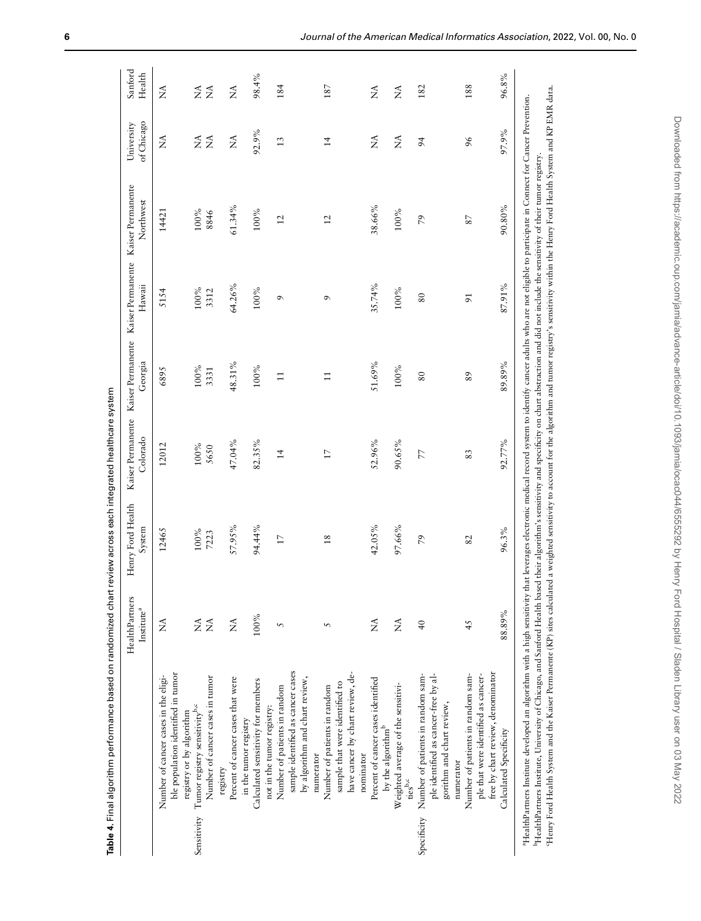**Table 4.** Final algorithm performance based on randomized chart review across each integrated healthcare system

| | | HealthPartners Institute[a] | Henry Ford Health System | Kaiser Permanente Colorado | Kaiser Permanente Georgia | Kaiser Permanente Hawaii | Kaiser Permanente Northwest | University of Chicago | Sanford Health |
|---|---|---|---|---|---|---|---|---|---|
| | Number of cancer cases in the eligible population identified in tumor registry or by algorithm | NA | 12465 | 12012 | 6895 | 5154 | 14421 | NA | NA |
| Sensitivity | Tumor registry sensitivity[b,c] | NA | 100% | 100% | 100% | 100% | 100% | NA | NA |
| | Number of cancer cases in tumor registry | NA | 7223 | 5650 | 3331 | 3312 | 8846 | NA | NA |
| | Percent of cancer cases that were in the tumor registry | NA | 57.95% | 47.04% | 48.31% | 64.26% | 61.34% | NA | NA |
| | Calculated sensitivity for members not in the tumor registry: | 100% | 94.44% | 82.35% | 100% | 100% | 100% | 92.9% | 98.4% |
| | Number of patients in random sample identified as cancer cases by algorithm and chart review, numerator | 5 | 17 | 14 | 11 | 9 | 12 | 13 | 184 |
| | Number of patients in random sample that were identified to have cancer by chart review, denominator | 5 | 18 | 17 | 11 | 9 | 12 | 14 | 187 |
| | Percent of cancer cases identified by the algorithm[b] | NA | 42.05% | 52.96% | 51.69% | 35.74% | 38.66% | NA | NA |
| | Weighted average of the sensitivities[b,c] | NA | 97.66% | 90.65% | 100% | 100% | 100% | NA | NA |
| Specificity | Number of patients in random sample identified as cancer-free by algorithm and chart review, numerator | 40 | 79 | 77 | 80 | 80 | 79 | 94 | 182 |
| | Number of patients in random sample that were identified as cancer-free by chart review, denominator | 45 | 82 | 83 | 89 | 91 | 87 | 96 | 188 |
| | Calculated Specificity | 88.89% | 96.3% | 92.77% | 89.89% | 87.91% | 90.80% | 97.9% | 96.8% |

[a]HealthPartners Institute developed an algorithm with a high sensitivity that leverages electronic medical record system to identify cancer adults who are not eligible to participate in Connect for Cancer Prevention.
[b]HealthPartners Institute, University of Chicago, and Sanford Health based their algorithm's sensitivity and specificity on chart abstraction and did not include the sensitivity of their tumor registry.
[c]Henry Ford Health System and the Kaiser Permanente (KP) sites calculated a weighted sensitivity to account for the algorithm and tumor registry's sensitivity within the Henry Ford Health System and KP EMR data.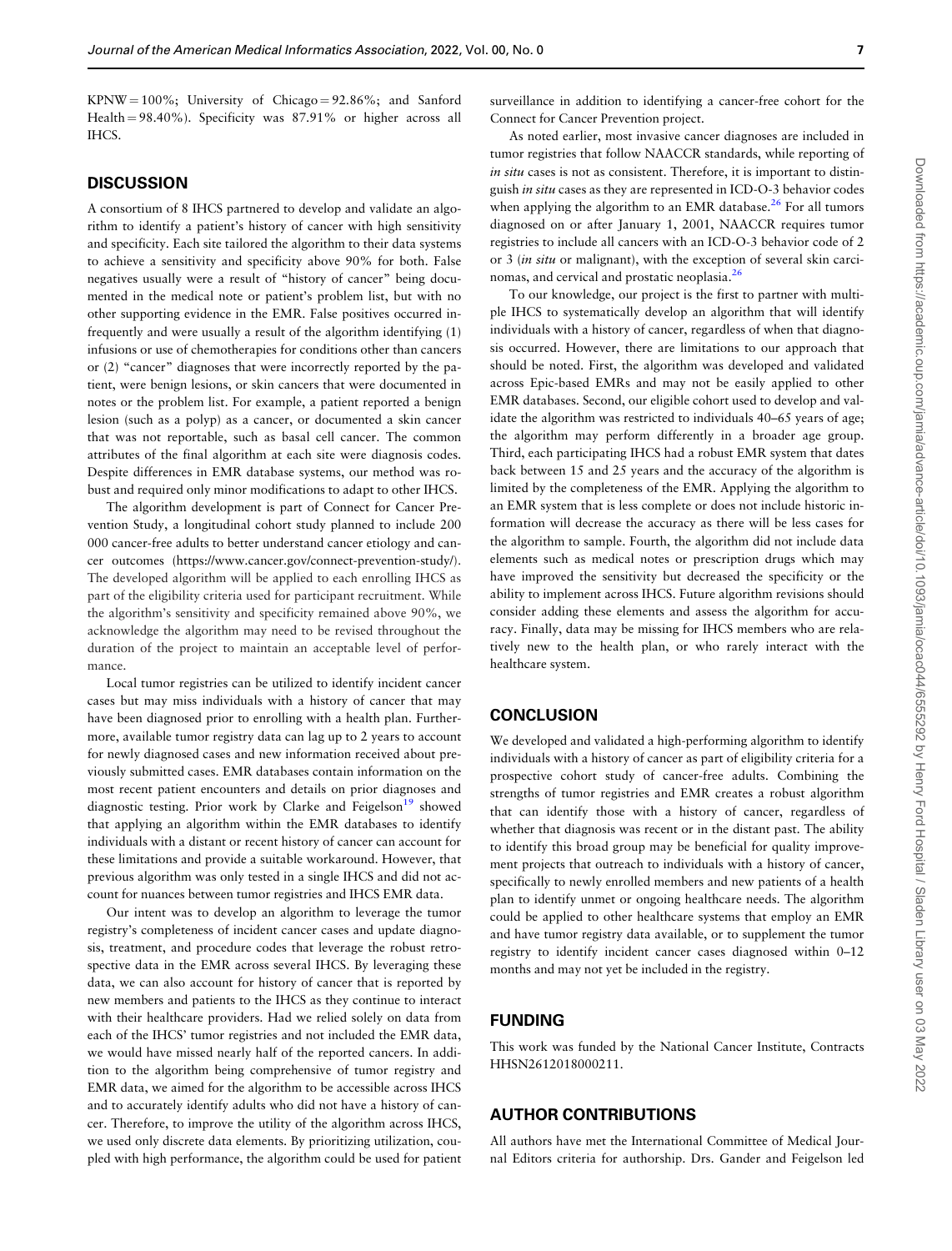KPNW = 100%; University of Chicago = 92.86%; and Sanford Health = 98.40%). Specificity was 87.91% or higher across all IHCS.

## DISCUSSION

A consortium of 8 IHCS partnered to develop and validate an algorithm to identify a patient's history of cancer with high sensitivity and specificity. Each site tailored the algorithm to their data systems to achieve a sensitivity and specificity above 90% for both. False negatives usually were a result of "history of cancer" being documented in the medical note or patient's problem list, but with no other supporting evidence in the EMR. False positives occurred infrequently and were usually a result of the algorithm identifying (1) infusions or use of chemotherapies for conditions other than cancers or (2) "cancer" diagnoses that were incorrectly reported by the patient, were benign lesions, or skin cancers that were documented in notes or the problem list. For example, a patient reported a benign lesion (such as a polyp) as a cancer, or documented a skin cancer that was not reportable, such as basal cell cancer. The common attributes of the final algorithm at each site were diagnosis codes. Despite differences in EMR database systems, our method was robust and required only minor modifications to adapt to other IHCS.

The algorithm development is part of Connect for Cancer Prevention Study, a longitudinal cohort study planned to include 200 000 cancer-free adults to better understand cancer etiology and cancer outcomes (https://www.cancer.gov/connect-prevention-study/). The developed algorithm will be applied to each enrolling IHCS as part of the eligibility criteria used for participant recruitment. While the algorithm's sensitivity and specificity remained above 90%, we acknowledge the algorithm may need to be revised throughout the duration of the project to maintain an acceptable level of performance.

Local tumor registries can be utilized to identify incident cancer cases but may miss individuals with a history of cancer that may have been diagnosed prior to enrolling with a health plan. Furthermore, available tumor registry data can lag up to 2 years to account for newly diagnosed cases and new information received about previously submitted cases. EMR databases contain information on the most recent patient encounters and details on prior diagnoses and diagnostic testing. Prior work by Clarke and Feigelson[19] showed that applying an algorithm within the EMR databases to identify individuals with a distant or recent history of cancer can account for these limitations and provide a suitable workaround. However, that previous algorithm was only tested in a single IHCS and did not account for nuances between tumor registries and IHCS EMR data.

Our intent was to develop an algorithm to leverage the tumor registry's completeness of incident cancer cases and update diagnosis, treatment, and procedure codes that leverage the robust retrospective data in the EMR across several IHCS. By leveraging these data, we can also account for history of cancer that is reported by new members and patients to the IHCS as they continue to interact with their healthcare providers. Had we relied solely on data from each of the IHCS' tumor registries and not included the EMR data, we would have missed nearly half of the reported cancers. In addition to the algorithm being comprehensive of tumor registry and EMR data, we aimed for the algorithm to be accessible across IHCS and to accurately identify adults who did not have a history of cancer. Therefore, to improve the utility of the algorithm across IHCS, we used only discrete data elements. By prioritizing utilization, coupled with high performance, the algorithm could be used for patient surveillance in addition to identifying a cancer-free cohort for the Connect for Cancer Prevention project.

As noted earlier, most invasive cancer diagnoses are included in tumor registries that follow NAACCR standards, while reporting of *in situ* cases is not as consistent. Therefore, it is important to distinguish *in situ* cases as they are represented in ICD-O-3 behavior codes when applying the algorithm to an EMR database.[26] For all tumors diagnosed on or after January 1, 2001, NAACCR requires tumor registries to include all cancers with an ICD-O-3 behavior code of 2 or 3 (*in situ* or malignant), with the exception of several skin carcinomas, and cervical and prostatic neoplasia.[26]

To our knowledge, our project is the first to partner with multiple IHCS to systematically develop an algorithm that will identify individuals with a history of cancer, regardless of when that diagnosis occurred. However, there are limitations to our approach that should be noted. First, the algorithm was developed and validated across Epic-based EMRs and may not be easily applied to other EMR databases. Second, our eligible cohort used to develop and validate the algorithm was restricted to individuals 40–65 years of age; the algorithm may perform differently in a broader age group. Third, each participating IHCS had a robust EMR system that dates back between 15 and 25 years and the accuracy of the algorithm is limited by the completeness of the EMR. Applying the algorithm to an EMR system that is less complete or does not include historic information will decrease the accuracy as there will be less cases for the algorithm to sample. Fourth, the algorithm did not include data elements such as medical notes or prescription drugs which may have improved the sensitivity but decreased the specificity or the ability to implement across IHCS. Future algorithm revisions should consider adding these elements and assess the algorithm for accuracy. Finally, data may be missing for IHCS members who are relatively new to the health plan, or who rarely interact with the healthcare system.

## CONCLUSION

We developed and validated a high-performing algorithm to identify individuals with a history of cancer as part of eligibility criteria for a prospective cohort study of cancer-free adults. Combining the strengths of tumor registries and EMR creates a robust algorithm that can identify those with a history of cancer, regardless of whether that diagnosis was recent or in the distant past. The ability to identify this broad group may be beneficial for quality improvement projects that outreach to individuals with a history of cancer, specifically to newly enrolled members and new patients of a health plan to identify unmet or ongoing healthcare needs. The algorithm could be applied to other healthcare systems that employ an EMR and have tumor registry data available, or to supplement the tumor registry to identify incident cancer cases diagnosed within 0–12 months and may not yet be included in the registry.

## FUNDING

This work was funded by the National Cancer Institute, Contracts HHSN2612018000211.

## AUTHOR CONTRIBUTIONS

All authors have met the International Committee of Medical Journal Editors criteria for authorship. Drs. Gander and Feigelson led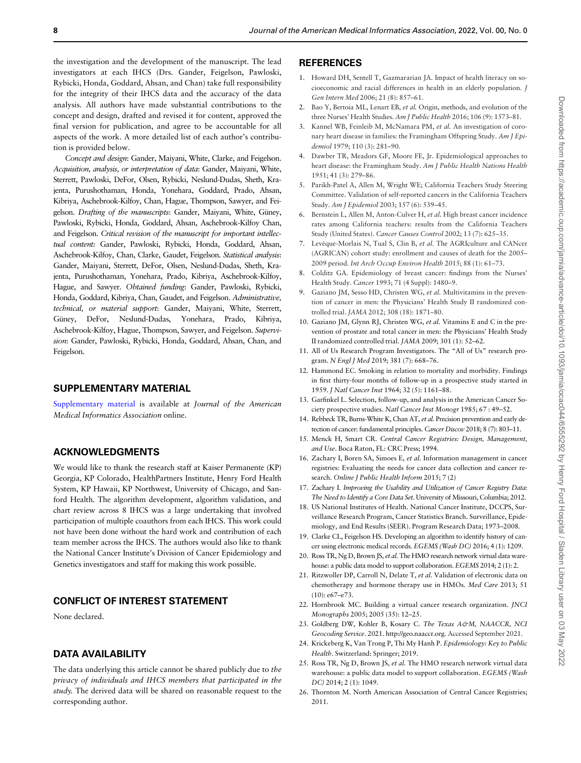the investigation and the development of the manuscript. The lead investigators at each IHCS (Drs. Gander, Feigelson, Pawloski, Rybicki, Honda, Goddard, Ahsan, and Chan) take full responsibility for the integrity of their IHCS data and the accuracy of the data analysis. All authors have made substantial contributions to the concept and design, drafted and revised it for content, approved the final version for publication, and agree to be accountable for all aspects of the work. A more detailed list of each author's contribution is provided below.

*Concept and design*: Gander, Maiyani, White, Clarke, and Feigelson. *Acquisition, analysis, or interpretation of data*: Gander, Maiyani, White, Sterrett, Pawloski, DeFor, Olsen, Rybicki, Neslund-Dudas, Sheth, Krajenta, Purushothaman, Honda, Yonehara, Goddard, Prado, Ahsan, Kibriya, Aschebrook-Kilfoy, Chan, Hague, Thompson, Sawyer, and Feigelson. *Drafting of the manuscripts*: Gander, Maiyani, White, Güney, Pawloski, Rybicki, Honda, Goddard, Ahsan, Aschebrook-Kilfoy Chan, and Feigelson. *Critical revision of the manuscript for important intellectual content:* Gander, Pawloski, Rybicki, Honda, Goddard, Ahsan, Aschebrook-Kilfoy, Chan, Clarke, Gaudet, Feigelson. *Statistical analysis*: Gander, Maiyani, Sterrett, DeFor, Olsen, Neslund-Dudas, Sheth, Krajenta, Purushothaman, Yonehara, Prado, Kibriya, Aschebrook-Kilfoy, Hague, and Sawyer. *Obtained funding*: Gander, Pawloski, Rybicki, Honda, Goddard, Kibriya, Chan, Gaudet, and Feigelson. *Administrative, technical, or material support*: Gander, Maiyani, White, Sterrett, Güney, DeFor, Neslund-Dudas, Yonehara, Prado, Kibriya, Aschebrook-Kilfoy, Hague, Thompson, Sawyer, and Feigelson. *Supervision*: Gander, Pawloski, Rybicki, Honda, Goddard, Ahsan, Chan, and Feigelson.

## SUPPLEMENTARY MATERIAL

Supplementary material is available at *Journal of the American Medical Informatics Association* online.

## ACKNOWLEDGMENTS

We would like to thank the research staff at Kaiser Permanente (KP) Georgia, KP Colorado, HealthPartners Institute, Henry Ford Health System, KP Hawaii, KP Northwest, University of Chicago, and Sanford Health. The algorithm development, algorithm validation, and chart review across 8 IHCS was a large undertaking that involved participation of multiple coauthors from each IHCS. This work could not have been done without the hard work and contribution of each team member across the IHCS. The authors would also like to thank the National Cancer Institute's Division of Cancer Epidemiology and Genetics investigators and staff for making this work possible.

## CONFLICT OF INTEREST STATEMENT

None declared.

## DATA AVAILABILITY

The data underlying this article cannot be shared publicly due to *the privacy of individuals and IHCS members that participated in the study.* The derived data will be shared on reasonable request to the corresponding author.

## REFERENCES

1. Howard DH, Sentell T, Gazmararian JA. Impact of health literacy on socioeconomic and racial differences in health in an elderly population. *J Gen Intern Med* 2006; 21 (8): 857–61.
2. Bao Y, Bertoia ML, Lenart EB, *et al.* Origin, methods, and evolution of the three Nurses' Health Studies. *Am J Public Health* 2016; 106 (9): 1573–81.
3. Kannel WB, Feinleib M, McNamara PM, *et al.* An investigation of coronary heart disease in families: the Framingham Offspring Study. *Am J Epidemiol* 1979; 110 (3): 281–90.
4. Dawber TR, Meadors GF, Moore FE, Jr. Epidemiological approaches to heart disease: the Framingham Study. *Am J Public Health Nations Health* 1951; 41 (3): 279–86.
5. Parikh-Patel A, Allen M, Wright WE; California Teachers Study Steering Committee. Validation of self-reported cancers in the California Teachers Study. *Am J Epidemiol* 2003; 157 (6): 539–45.
6. Bernstein L, Allen M, Anton-Culver H, *et al.* High breast cancer incidence rates among California teachers: results from the California Teachers Study (United States). *Cancer Causes Control* 2002; 13 (7): 625–35.
7. Levêque-Morlais N, Tual S, Clin B, *et al.* The AGRIculture and CANcer (AGRICAN) cohort study: enrollment and causes of death for the 2005–2009 period. *Int Arch Occup Environ Health* 2015; 88 (1): 61–73.
8. Colditz GA. Epidemiology of breast cancer: findings from the Nurses' Health Study. *Cancer* 1993; 71 (4 Suppl): 1480–9.
9. Gaziano JM, Sesso HD, Christen WG, *et al.* Multivitamins in the prevention of cancer in men: the Physicians' Health Study II randomized controlled trial. *JAMA* 2012; 308 (18): 1871–80.
10. Gaziano JM, Glynn RJ, Christen WG, *et al.* Vitamins E and C in the prevention of prostate and total cancer in men: the Physicians' Health Study II randomized controlled trial. *JAMA* 2009; 301 (1): 52–62.
11. All of Us Research Program Investigators. The "All of Us" research program. *N Engl J Med* 2019; 381 (7): 668–76.
12. Hammond EC. Smoking in relation to mortality and morbidity. Findings in first thirty-four months of follow-up in a prospective study started in 1959. *J Natl Cancer Inst* 1964; 32 (5): 1161–88.
13. Garfinkel L. Selection, follow-up, and analysis in the American Cancer Society prospective studies. *Natl Cancer Inst Monogr* 1985; 67 : 49–52.
14. Rebbeck TR, Burns-White K, Chan AT, *et al.* Precision prevention and early detection of cancer: fundamental principles. *Cancer Discov* 2018; 8 (7): 803–11.
15. Menck H, Smart CR. *Central Cancer Registries: Design, Management, and Use*. Boca Raton, FL: CRC Press; 1994.
16. Zachary I, Boren SA, Simoes E, *et al.* Information management in cancer registries: Evaluating the needs for cancer data collection and cancer research. *Online J Public Health Inform* 2015; 7 (2)
17. Zachary I. *Improving the Usability and Utilization of Cancer Registry Data: The Need to Identify a Core Data Set*. University of Missouri, Columbia; 2012.
18. US National Institutes of Health. National Cancer Institute, DCCPS, Surveillance Research Program, Cancer Statistics Branch. Surveillance, Epidemiology, and End Results (SEER). Program Research Data; 1973–2008.
19. Clarke CL, Feigelson HS. Developing an algorithm to identify history of cancer using electronic medical records. *EGEMS (Wash DC)* 2016; 4 (1): 1209.
20. Ross TR, Ng D, Brown JS, *et al.* The HMO research network virtual data warehouse: a public data model to support collaboration. *EGEMS* 2014; 2 (1): 2.
21. Ritzwoller DP, Carroll N, Delate T, *et al.* Validation of electronic data on chemotherapy and hormone therapy use in HMOs. *Med Care* 2013; 51 (10): e67–e73.
22. Hornbrook MC. Building a virtual cancer research organization. *JNCI Monographs* 2005; 2005 (35): 12–25.
23. Goldberg DW, Kohler B, Kosary C. *The Texas A&M, NAACCR, NCI Geocoding Service*. 2021. http://geo.naaccr.org. Accessed September 2021.
24. Krickeberg K, Van Trong P, Thi My Hanh P. *Epidemiology: Key to Public Health*. Switzerland: Springer; 2019.
25. Ross TR, Ng D, Brown JS, *et al.* The HMO research network virtual data warehouse: a public data model to support collaboration. *EGEMS (Wash DC)* 2014; 2 (1): 1049.
26. Thornton M. North American Association of Central Cancer Registries; 2011.